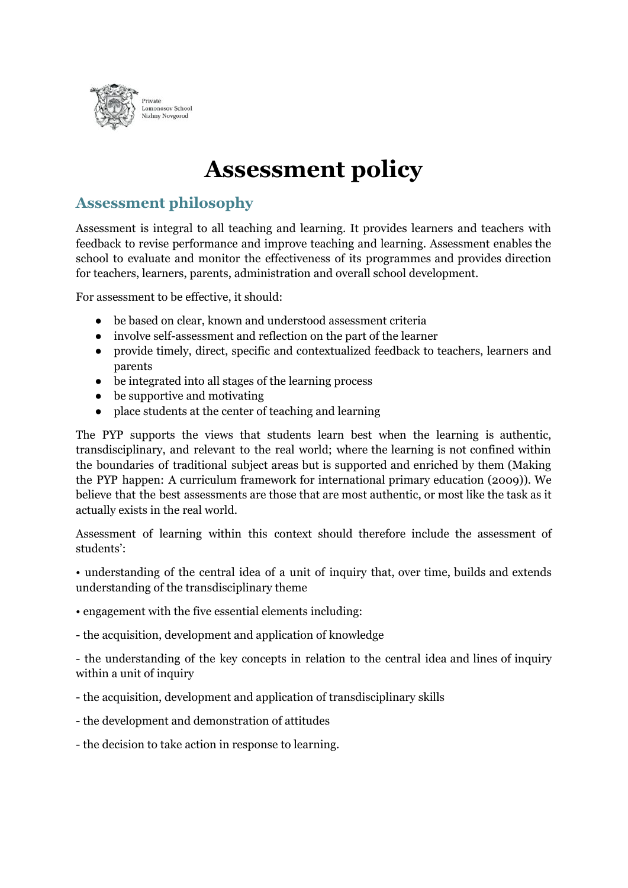Private
Lomonosov School
Nizhny Novgorod

# Assessment policy

## Assessment philosophy

Assessment is integral to all teaching and learning. It provides learners and teachers with feedback to revise performance and improve teaching and learning. Assessment enables the school to evaluate and monitor the effectiveness of its programmes and provides direction for teachers, learners, parents, administration and overall school development.

For assessment to be effective, it should:

- be based on clear, known and understood assessment criteria
- involve self-assessment and reflection on the part of the learner
- provide timely, direct, specific and contextualized feedback to teachers, learners and parents
- be integrated into all stages of the learning process
- be supportive and motivating
- place students at the center of teaching and learning

The PYP supports the views that students learn best when the learning is authentic, transdisciplinary, and relevant to the real world; where the learning is not confined within the boundaries of traditional subject areas but is supported and enriched by them (Making the PYP happen: A curriculum framework for international primary education (2009)). We believe that the best assessments are those that are most authentic, or most like the task as it actually exists in the real world.

Assessment of learning within this context should therefore include the assessment of students':

• understanding of the central idea of a unit of inquiry that, over time, builds and extends understanding of the transdisciplinary theme

• engagement with the five essential elements including:

- the acquisition, development and application of knowledge

- the understanding of the key concepts in relation to the central idea and lines of inquiry within a unit of inquiry

- the acquisition, development and application of transdisciplinary skills

- the development and demonstration of attitudes

- the decision to take action in response to learning.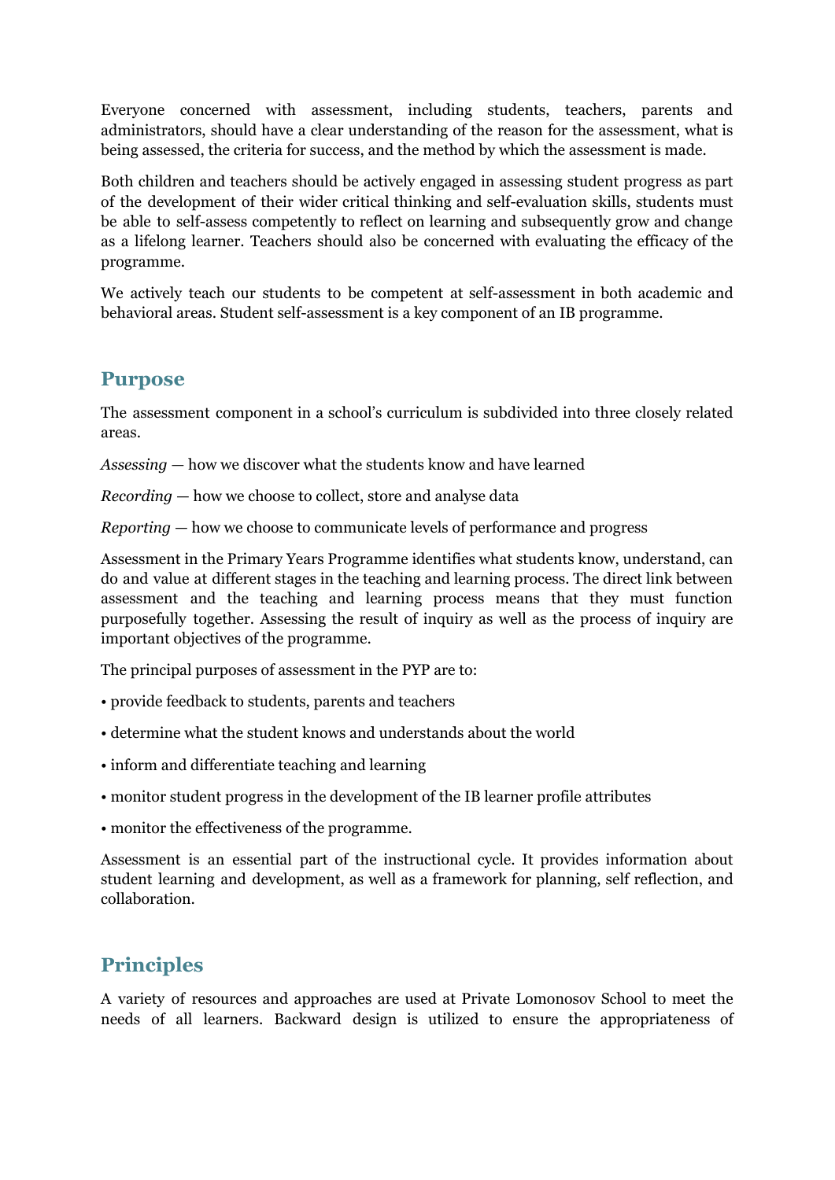Everyone concerned with assessment, including students, teachers, parents and administrators, should have a clear understanding of the reason for the assessment, what is being assessed, the criteria for success, and the method by which the assessment is made.

Both children and teachers should be actively engaged in assessing student progress as part of the development of their wider critical thinking and self-evaluation skills, students must be able to self-assess competently to reflect on learning and subsequently grow and change as a lifelong learner. Teachers should also be concerned with evaluating the efficacy of the programme.

We actively teach our students to be competent at self-assessment in both academic and behavioral areas. Student self-assessment is a key component of an IB programme.

## Purpose

The assessment component in a school's curriculum is subdivided into three closely related areas.

*Assessing* — how we discover what the students know and have learned

*Recording* — how we choose to collect, store and analyse data

*Reporting* — how we choose to communicate levels of performance and progress

Assessment in the Primary Years Programme identifies what students know, understand, can do and value at different stages in the teaching and learning process. The direct link between assessment and the teaching and learning process means that they must function purposefully together. Assessing the result of inquiry as well as the process of inquiry are important objectives of the programme.

The principal purposes of assessment in the PYP are to:

• provide feedback to students, parents and teachers

• determine what the student knows and understands about the world

• inform and differentiate teaching and learning

• monitor student progress in the development of the IB learner profile attributes

• monitor the effectiveness of the programme.

Assessment is an essential part of the instructional cycle. It provides information about student learning and development, as well as a framework for planning, self reflection, and collaboration.

## Principles

A variety of resources and approaches are used at Private Lomonosov School to meet the needs of all learners. Backward design is utilized to ensure the appropriateness of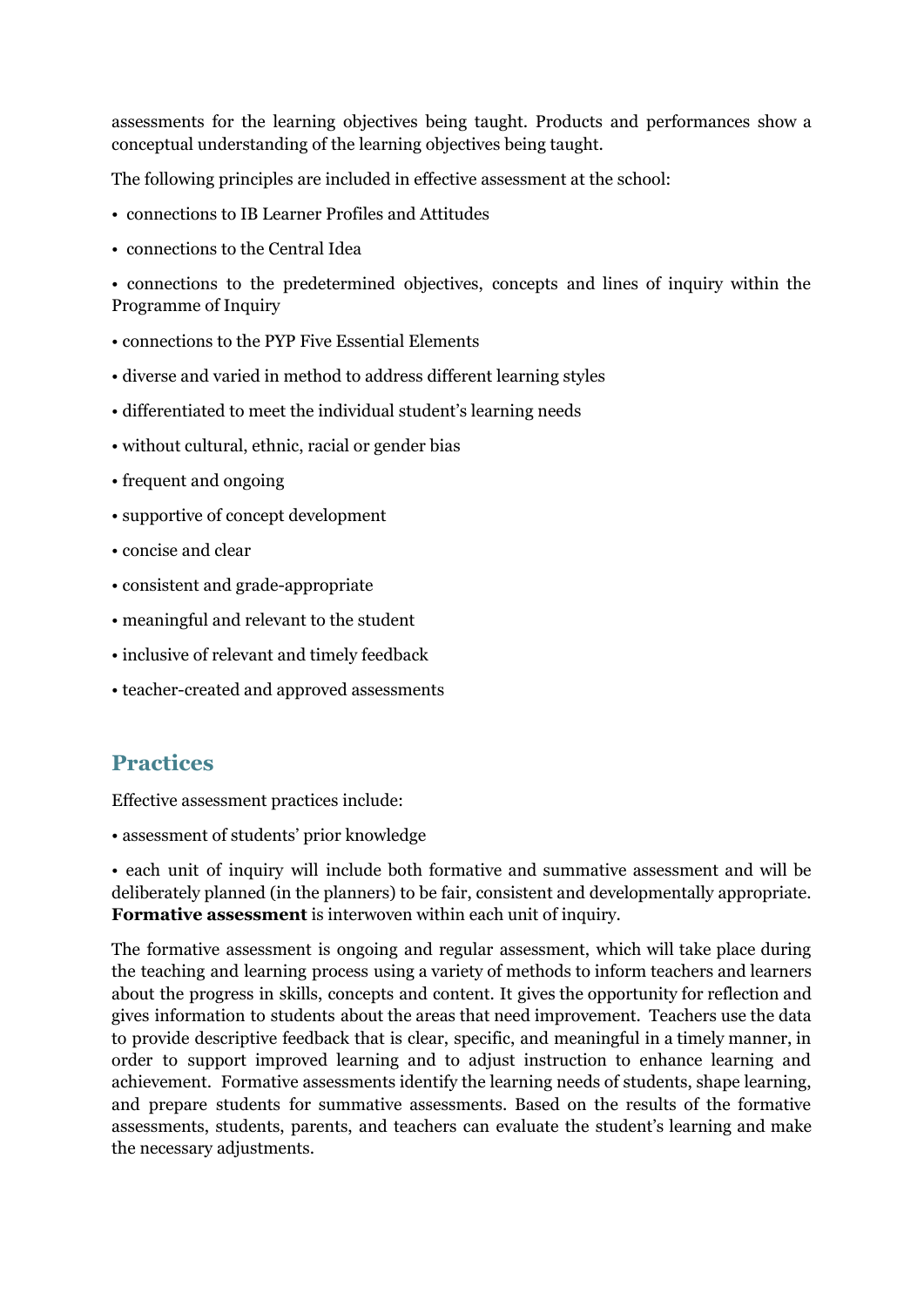assessments for the learning objectives being taught. Products and performances show a conceptual understanding of the learning objectives being taught.

The following principles are included in effective assessment at the school:

- connections to IB Learner Profiles and Attitudes
- connections to the Central Idea
- connections to the predetermined objectives, concepts and lines of inquiry within the Programme of Inquiry
- connections to the PYP Five Essential Elements
- diverse and varied in method to address different learning styles
- differentiated to meet the individual student's learning needs
- without cultural, ethnic, racial or gender bias
- frequent and ongoing
- supportive of concept development
- concise and clear
- consistent and grade-appropriate
- meaningful and relevant to the student
- inclusive of relevant and timely feedback
- teacher-created and approved assessments

## Practices

Effective assessment practices include:

- assessment of students' prior knowledge
- each unit of inquiry will include both formative and summative assessment and will be deliberately planned (in the planners) to be fair, consistent and developmentally appropriate. **Formative assessment** is interwoven within each unit of inquiry.

The formative assessment is ongoing and regular assessment, which will take place during the teaching and learning process using a variety of methods to inform teachers and learners about the progress in skills, concepts and content. It gives the opportunity for reflection and gives information to students about the areas that need improvement. Teachers use the data to provide descriptive feedback that is clear, specific, and meaningful in a timely manner, in order to support improved learning and to adjust instruction to enhance learning and achievement. Formative assessments identify the learning needs of students, shape learning, and prepare students for summative assessments. Based on the results of the formative assessments, students, parents, and teachers can evaluate the student's learning and make the necessary adjustments.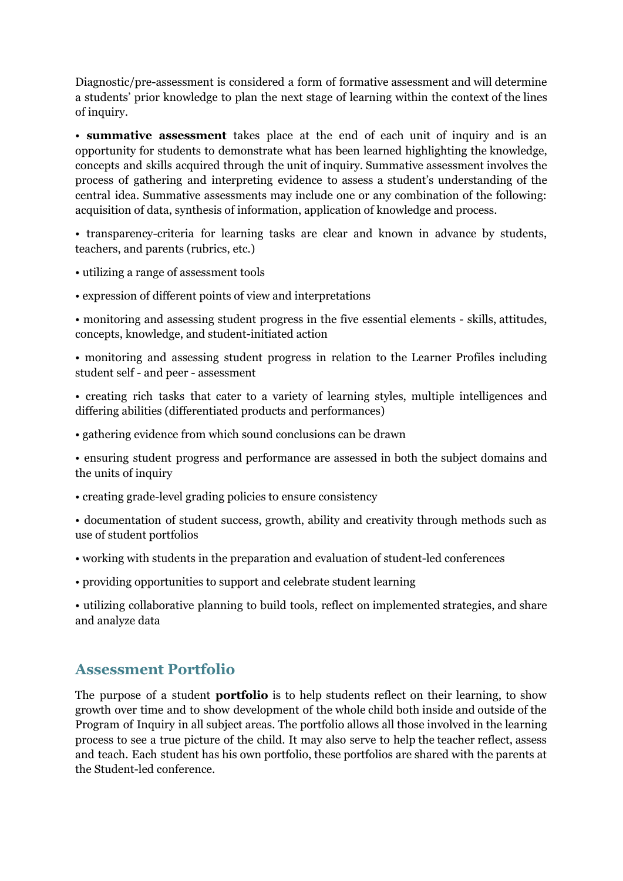Diagnostic/pre-assessment is considered a form of formative assessment and will determine a students' prior knowledge to plan the next stage of learning within the context of the lines of inquiry.

- **summative assessment** takes place at the end of each unit of inquiry and is an opportunity for students to demonstrate what has been learned highlighting the knowledge, concepts and skills acquired through the unit of inquiry. Summative assessment involves the process of gathering and interpreting evidence to assess a student's understanding of the central idea. Summative assessments may include one or any combination of the following: acquisition of data, synthesis of information, application of knowledge and process.

- transparency-criteria for learning tasks are clear and known in advance by students, teachers, and parents (rubrics, etc.)

- utilizing a range of assessment tools

- expression of different points of view and interpretations

- monitoring and assessing student progress in the five essential elements - skills, attitudes, concepts, knowledge, and student-initiated action

- monitoring and assessing student progress in relation to the Learner Profiles including student self - and peer - assessment

- creating rich tasks that cater to a variety of learning styles, multiple intelligences and differing abilities (differentiated products and performances)

- gathering evidence from which sound conclusions can be drawn

- ensuring student progress and performance are assessed in both the subject domains and the units of inquiry

- creating grade-level grading policies to ensure consistency

- documentation of student success, growth, ability and creativity through methods such as use of student portfolios

- working with students in the preparation and evaluation of student-led conferences

- providing opportunities to support and celebrate student learning

- utilizing collaborative planning to build tools, reflect on implemented strategies, and share and analyze data

## Assessment Portfolio

The purpose of a student **portfolio** is to help students reflect on their learning, to show growth over time and to show development of the whole child both inside and outside of the Program of Inquiry in all subject areas. The portfolio allows all those involved in the learning process to see a true picture of the child. It may also serve to help the teacher reflect, assess and teach. Each student has his own portfolio, these portfolios are shared with the parents at the Student-led conference.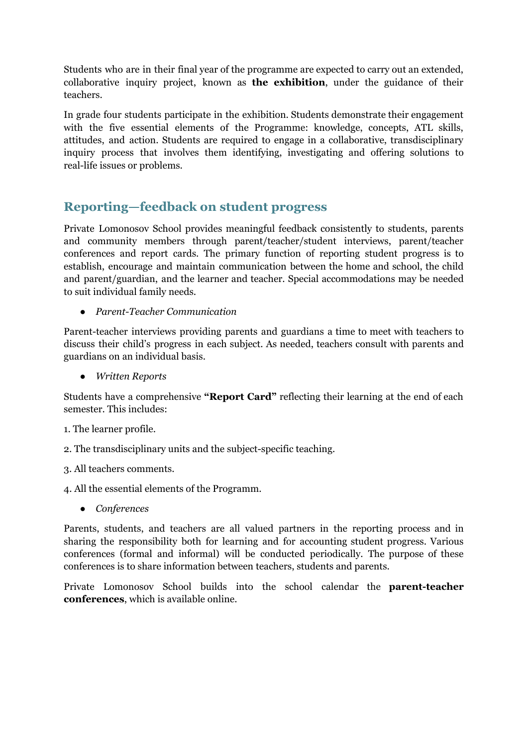Students who are in their final year of the programme are expected to carry out an extended, collaborative inquiry project, known as **the exhibition**, under the guidance of their teachers.

In grade four students participate in the exhibition. Students demonstrate their engagement with the five essential elements of the Programme: knowledge, concepts, ATL skills, attitudes, and action. Students are required to engage in a collaborative, transdisciplinary inquiry process that involves them identifying, investigating and offering solutions to real-life issues or problems.

## Reporting—feedback on student progress

Private Lomonosov School provides meaningful feedback consistently to students, parents and community members through parent/teacher/student interviews, parent/teacher conferences and report cards. The primary function of reporting student progress is to establish, encourage and maintain communication between the home and school, the child and parent/guardian, and the learner and teacher. Special accommodations may be needed to suit individual family needs.

- *Parent-Teacher Communication*

Parent-teacher interviews providing parents and guardians a time to meet with teachers to discuss their child's progress in each subject. As needed, teachers consult with parents and guardians on an individual basis.

- *Written Reports*

Students have a comprehensive **"Report Card"** reflecting their learning at the end of each semester. This includes:

1. The learner profile.

2. The transdisciplinary units and the subject-specific teaching.

3. All teachers comments.

4. All the essential elements of the Programm.

- *Conferences*

Parents, students, and teachers are all valued partners in the reporting process and in sharing the responsibility both for learning and for accounting student progress. Various conferences (formal and informal) will be conducted periodically. The purpose of these conferences is to share information between teachers, students and parents.

Private Lomonosov School builds into the school calendar the **parent-teacher conferences**, which is available online.